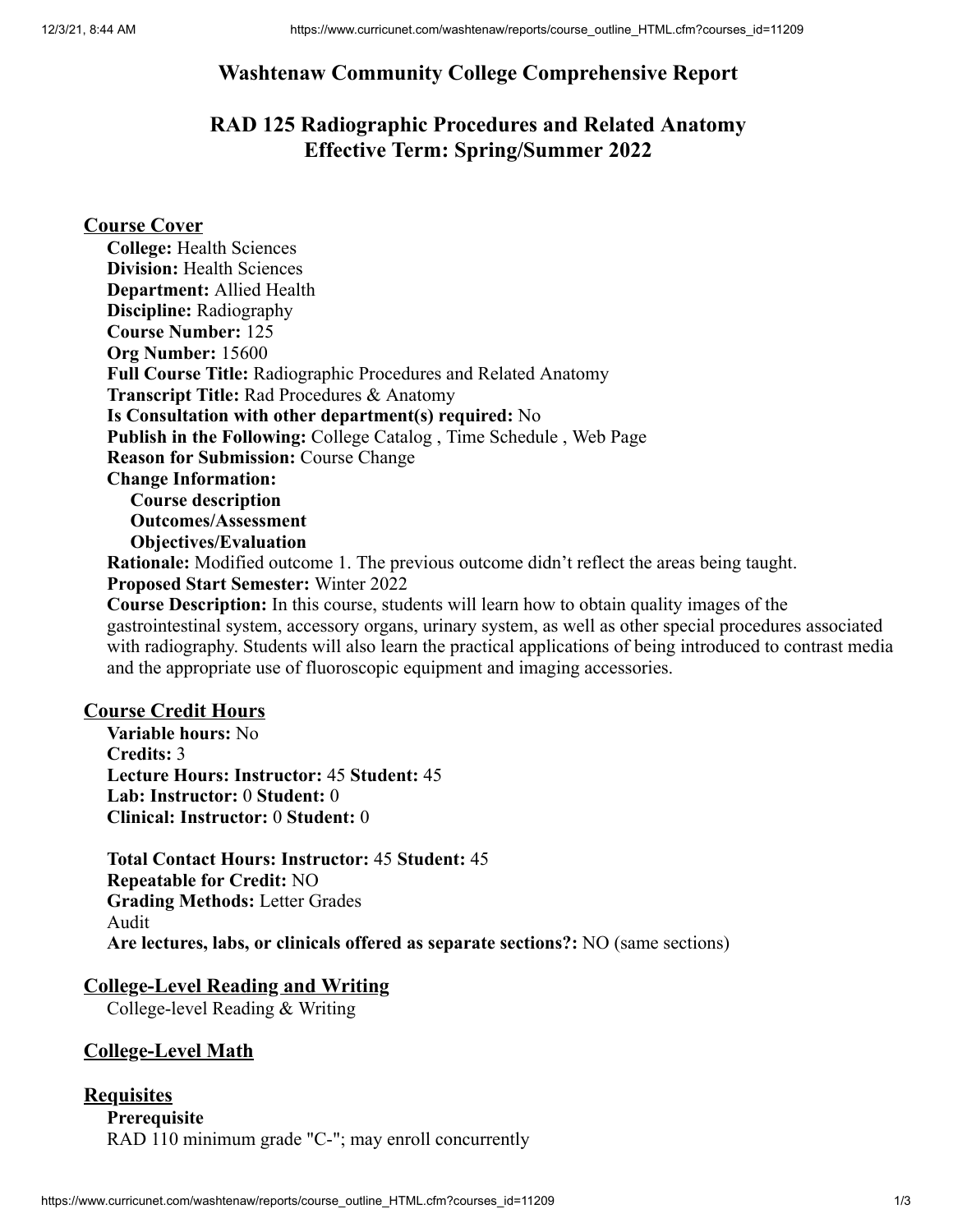# Washtenaw Community College Comprehensive Report

## RAD 125 Radiographic Procedures and Related Anatomy
## Effective Term: Spring/Summer 2022

### Course Cover

**College:** Health Sciences
**Division:** Health Sciences
**Department:** Allied Health
**Discipline:** Radiography
**Course Number:** 125
**Org Number:** 15600
**Full Course Title:** Radiographic Procedures and Related Anatomy
**Transcript Title:** Rad Procedures & Anatomy
**Is Consultation with other department(s) required:** No
**Publish in the Following:** College Catalog , Time Schedule , Web Page
**Reason for Submission:** Course Change
**Change Information:**

- **Course description**
- **Outcomes/Assessment**
- **Objectives/Evaluation**

**Rationale:** Modified outcome 1. The previous outcome didn't reflect the areas being taught.
**Proposed Start Semester:** Winter 2022
**Course Description:** In this course, students will learn how to obtain quality images of the gastrointestinal system, accessory organs, urinary system, as well as other special procedures associated with radiography. Students will also learn the practical applications of being introduced to contrast media and the appropriate use of fluoroscopic equipment and imaging accessories.

### Course Credit Hours

**Variable hours:** No
**Credits:** 3
**Lecture Hours: Instructor:** 45 **Student:** 45
**Lab: Instructor:** 0 **Student:** 0
**Clinical: Instructor:** 0 **Student:** 0

**Total Contact Hours: Instructor:** 45 **Student:** 45
**Repeatable for Credit:** NO
**Grading Methods:** Letter Grades
Audit
**Are lectures, labs, or clinicals offered as separate sections?:** NO (same sections)

### College-Level Reading and Writing

College-level Reading & Writing

### College-Level Math

### Requisites

**Prerequisite**
RAD 110 minimum grade "C-"; may enroll concurrently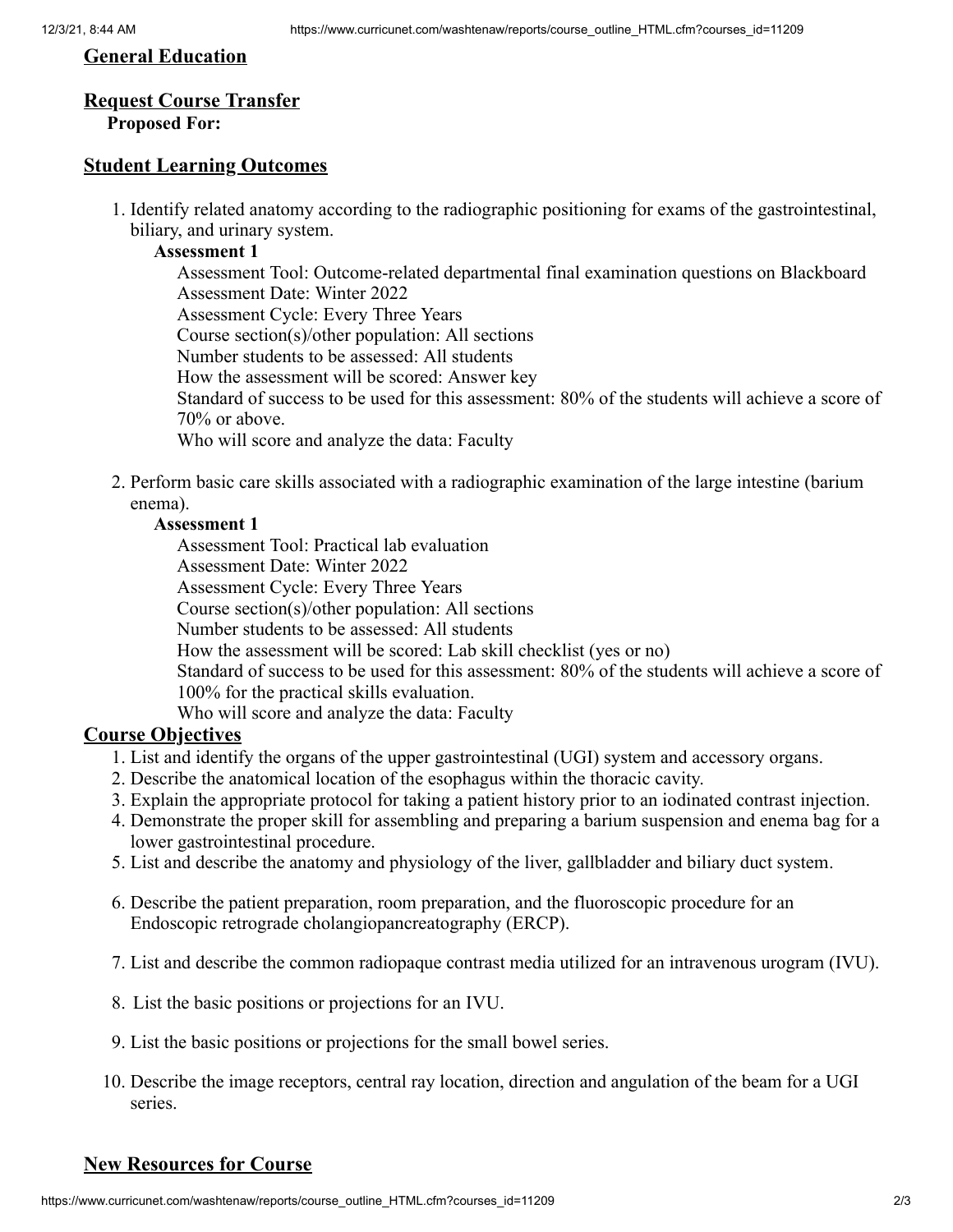## General Education

## Request Course Transfer

**Proposed For:**

## Student Learning Outcomes

1. Identify related anatomy according to the radiographic positioning for exams of the gastrointestinal, biliary, and urinary system.

   **Assessment 1**

   Assessment Tool: Outcome-related departmental final examination questions on Blackboard
   Assessment Date: Winter 2022
   Assessment Cycle: Every Three Years
   Course section(s)/other population: All sections
   Number students to be assessed: All students
   How the assessment will be scored: Answer key
   Standard of success to be used for this assessment: 80% of the students will achieve a score of 70% or above.
   Who will score and analyze the data: Faculty

2. Perform basic care skills associated with a radiographic examination of the large intestine (barium enema).

   **Assessment 1**

   Assessment Tool: Practical lab evaluation
   Assessment Date: Winter 2022
   Assessment Cycle: Every Three Years
   Course section(s)/other population: All sections
   Number students to be assessed: All students
   How the assessment will be scored: Lab skill checklist (yes or no)
   Standard of success to be used for this assessment: 80% of the students will achieve a score of 100% for the practical skills evaluation.
   Who will score and analyze the data: Faculty

## Course Objectives

1. List and identify the organs of the upper gastrointestinal (UGI) system and accessory organs.
2. Describe the anatomical location of the esophagus within the thoracic cavity.
3. Explain the appropriate protocol for taking a patient history prior to an iodinated contrast injection.
4. Demonstrate the proper skill for assembling and preparing a barium suspension and enema bag for a lower gastrointestinal procedure.
5. List and describe the anatomy and physiology of the liver, gallbladder and biliary duct system.
6. Describe the patient preparation, room preparation, and the fluoroscopic procedure for an Endoscopic retrograde cholangiopancreatography (ERCP).
7. List and describe the common radiopaque contrast media utilized for an intravenous urogram (IVU).
8. List the basic positions or projections for an IVU.
9. List the basic positions or projections for the small bowel series.
10. Describe the image receptors, central ray location, direction and angulation of the beam for a UGI series.

## New Resources for Course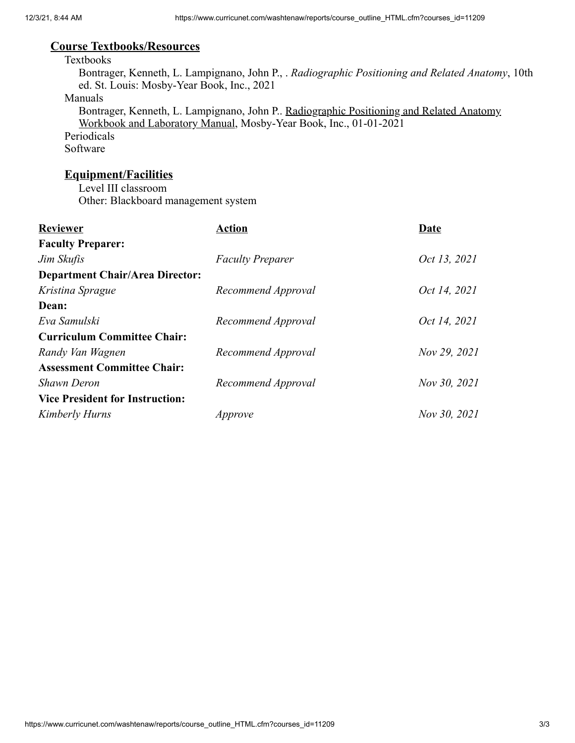## Course Textbooks/Resources

Textbooks

Bontrager, Kenneth, L. Lampignano, John P., . *Radiographic Positioning and Related Anatomy*, 10th ed. St. Louis: Mosby-Year Book, Inc., 2021

Manuals

Bontrager, Kenneth, L. Lampignano, John P.. Radiographic Positioning and Related Anatomy Workbook and Laboratory Manual, Mosby-Year Book, Inc., 01-01-2021

Periodicals

Software

### Equipment/Facilities

Level III classroom

Other: Blackboard management system

| Reviewer | Action | Date |
|---|---|---|
| **Faculty Preparer:** | | |
| *Jim Skufis* | *Faculty Preparer* | *Oct 13, 2021* |
| **Department Chair/Area Director:** | | |
| *Kristina Sprague* | *Recommend Approval* | *Oct 14, 2021* |
| **Dean:** | | |
| *Eva Samulski* | *Recommend Approval* | *Oct 14, 2021* |
| **Curriculum Committee Chair:** | | |
| *Randy Van Wagnen* | *Recommend Approval* | *Nov 29, 2021* |
| **Assessment Committee Chair:** | | |
| *Shawn Deron* | *Recommend Approval* | *Nov 30, 2021* |
| **Vice President for Instruction:** | | |
| *Kimberly Hurns* | *Approve* | *Nov 30, 2021* |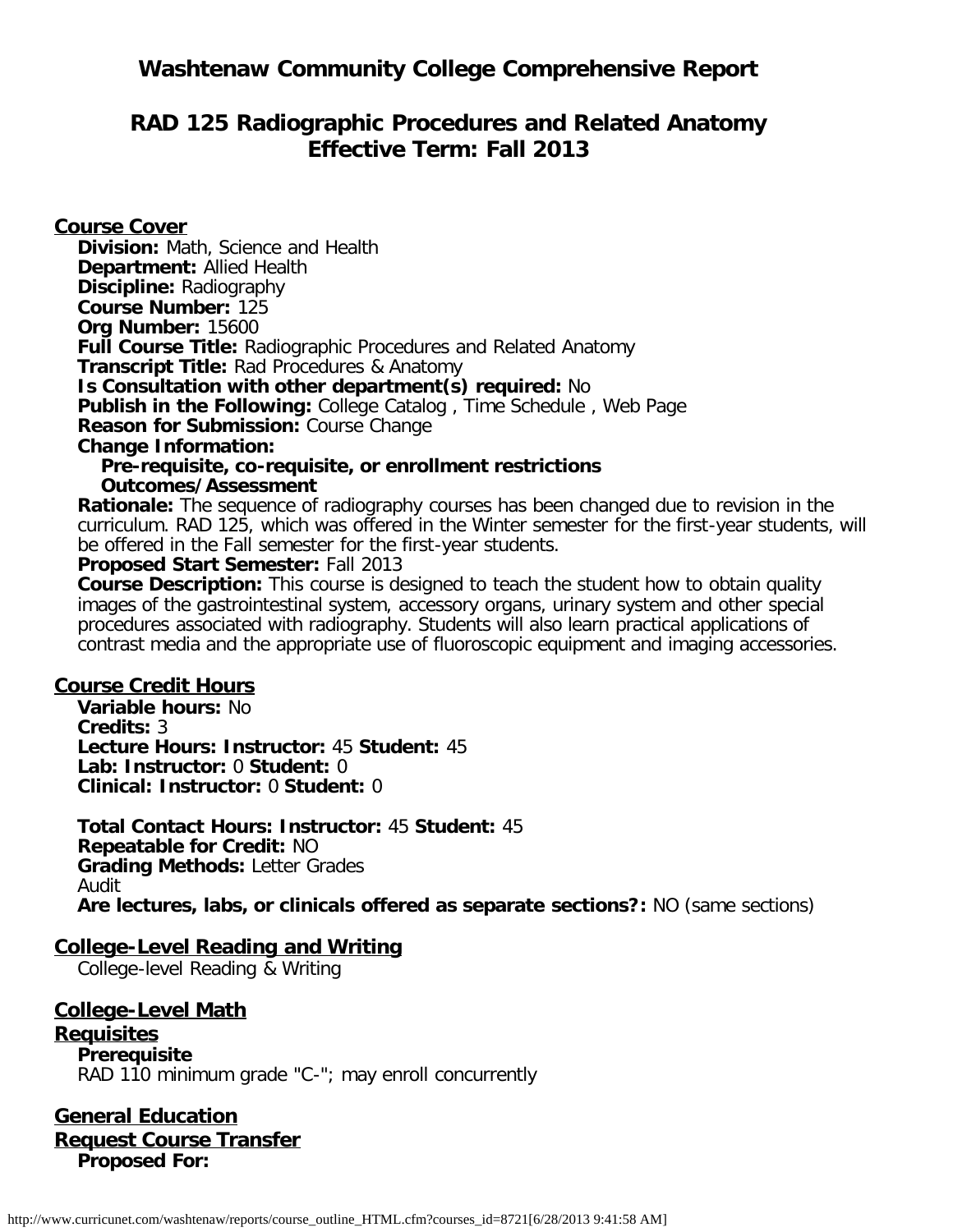# Washtenaw Community College Comprehensive Report

## RAD 125 Radiographic Procedures and Related Anatomy
## Effective Term: Fall 2013

### Course Cover

**Division:** Math, Science and Health
**Department:** Allied Health
**Discipline:** Radiography
**Course Number:** 125
**Org Number:** 15600
**Full Course Title:** Radiographic Procedures and Related Anatomy
**Transcript Title:** Rad Procedures & Anatomy
**Is Consultation with other department(s) required:** No
**Publish in the Following:** College Catalog , Time Schedule , Web Page
**Reason for Submission:** Course Change
**Change Information:**
**Pre-requisite, co-requisite, or enrollment restrictions**
**Outcomes/Assessment**
**Rationale:** The sequence of radiography courses has been changed due to revision in the curriculum. RAD 125, which was offered in the Winter semester for the first-year students, will be offered in the Fall semester for the first-year students.
**Proposed Start Semester:** Fall 2013
**Course Description:** This course is designed to teach the student how to obtain quality images of the gastrointestinal system, accessory organs, urinary system and other special procedures associated with radiography. Students will also learn practical applications of contrast media and the appropriate use of fluoroscopic equipment and imaging accessories.

### Course Credit Hours

**Variable hours:** No
**Credits:** 3
**Lecture Hours: Instructor:** 45 **Student:** 45
**Lab: Instructor:** 0 **Student:** 0
**Clinical: Instructor:** 0 **Student:** 0

**Total Contact Hours: Instructor:** 45 **Student:** 45
**Repeatable for Credit:** NO
**Grading Methods:** Letter Grades
Audit
**Are lectures, labs, or clinicals offered as separate sections?:** NO (same sections)

### College-Level Reading and Writing

College-level Reading & Writing

### College-Level Math

### Requisites

**Prerequisite**
RAD 110 minimum grade "C-"; may enroll concurrently

### General Education

### Request Course Transfer

**Proposed For:**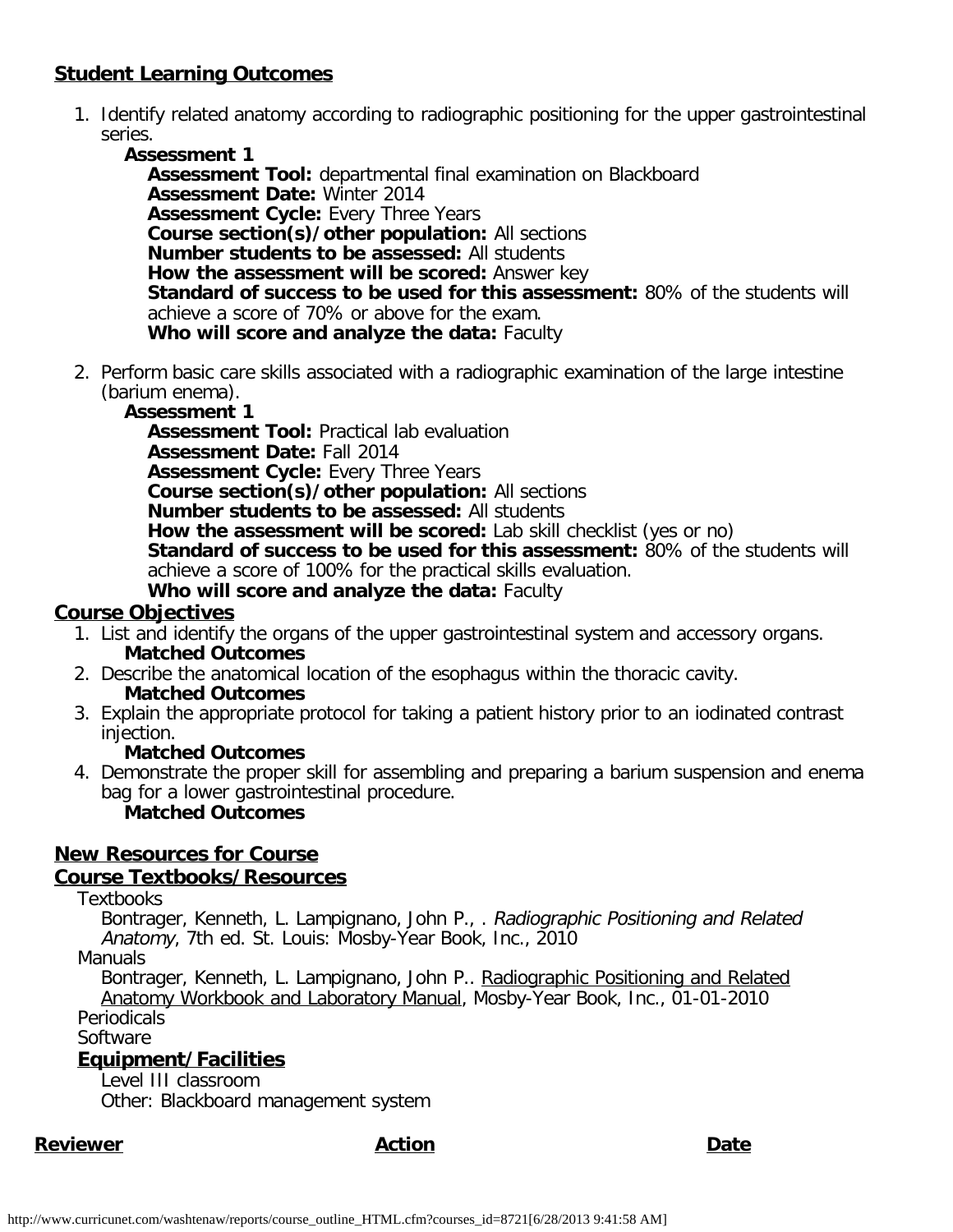## Student Learning Outcomes

1. Identify related anatomy according to radiographic positioning for the upper gastrointestinal series.

   **Assessment 1**

   **Assessment Tool:** departmental final examination on Blackboard
   **Assessment Date:** Winter 2014
   **Assessment Cycle:** Every Three Years
   **Course section(s)/other population:** All sections
   **Number students to be assessed:** All students
   **How the assessment will be scored:** Answer key
   **Standard of success to be used for this assessment:** 80% of the students will achieve a score of 70% or above for the exam.
   **Who will score and analyze the data:** Faculty

2. Perform basic care skills associated with a radiographic examination of the large intestine (barium enema).

   **Assessment 1**

   **Assessment Tool:** Practical lab evaluation
   **Assessment Date:** Fall 2014
   **Assessment Cycle:** Every Three Years
   **Course section(s)/other population:** All sections
   **Number students to be assessed:** All students
   **How the assessment will be scored:** Lab skill checklist (yes or no)
   **Standard of success to be used for this assessment:** 80% of the students will achieve a score of 100% for the practical skills evaluation.
   **Who will score and analyze the data:** Faculty

## Course Objectives

1. List and identify the organs of the upper gastrointestinal system and accessory organs.
   **Matched Outcomes**
2. Describe the anatomical location of the esophagus within the thoracic cavity.
   **Matched Outcomes**
3. Explain the appropriate protocol for taking a patient history prior to an iodinated contrast injection.
   **Matched Outcomes**
4. Demonstrate the proper skill for assembling and preparing a barium suspension and enema bag for a lower gastrointestinal procedure.
   **Matched Outcomes**

## New Resources for Course

## Course Textbooks/Resources

Textbooks

Bontrager, Kenneth, L. Lampignano, John P., . *Radiographic Positioning and Related Anatomy*, 7th ed. St. Louis: Mosby-Year Book, Inc., 2010

Manuals

Bontrager, Kenneth, L. Lampignano, John P.. Radiographic Positioning and Related Anatomy Workbook and Laboratory Manual, Mosby-Year Book, Inc., 01-01-2010

Periodicals

Software

### Equipment/Facilities

Level III classroom

Other: Blackboard management system

| Reviewer | Action | Date |
|---|---|---|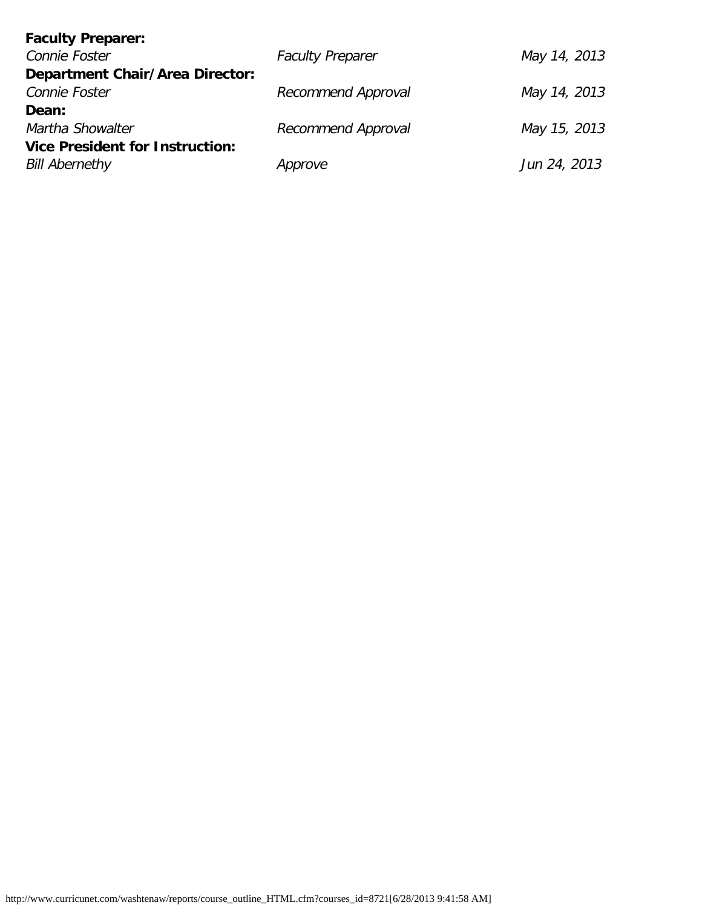**Faculty Preparer:**

| | | |
|---|---|---|
| *Connie Foster* | *Faculty Preparer* | *May 14, 2013* |

**Department Chair/Area Director:**

| | | |
|---|---|---|
| *Connie Foster* | *Recommend Approval* | *May 14, 2013* |

**Dean:**

| | | |
|---|---|---|
| *Martha Showalter* | *Recommend Approval* | *May 15, 2013* |

**Vice President for Instruction:**

| | | |
|---|---|---|
| *Bill Abernethy* | *Approve* | *Jun 24, 2013* |